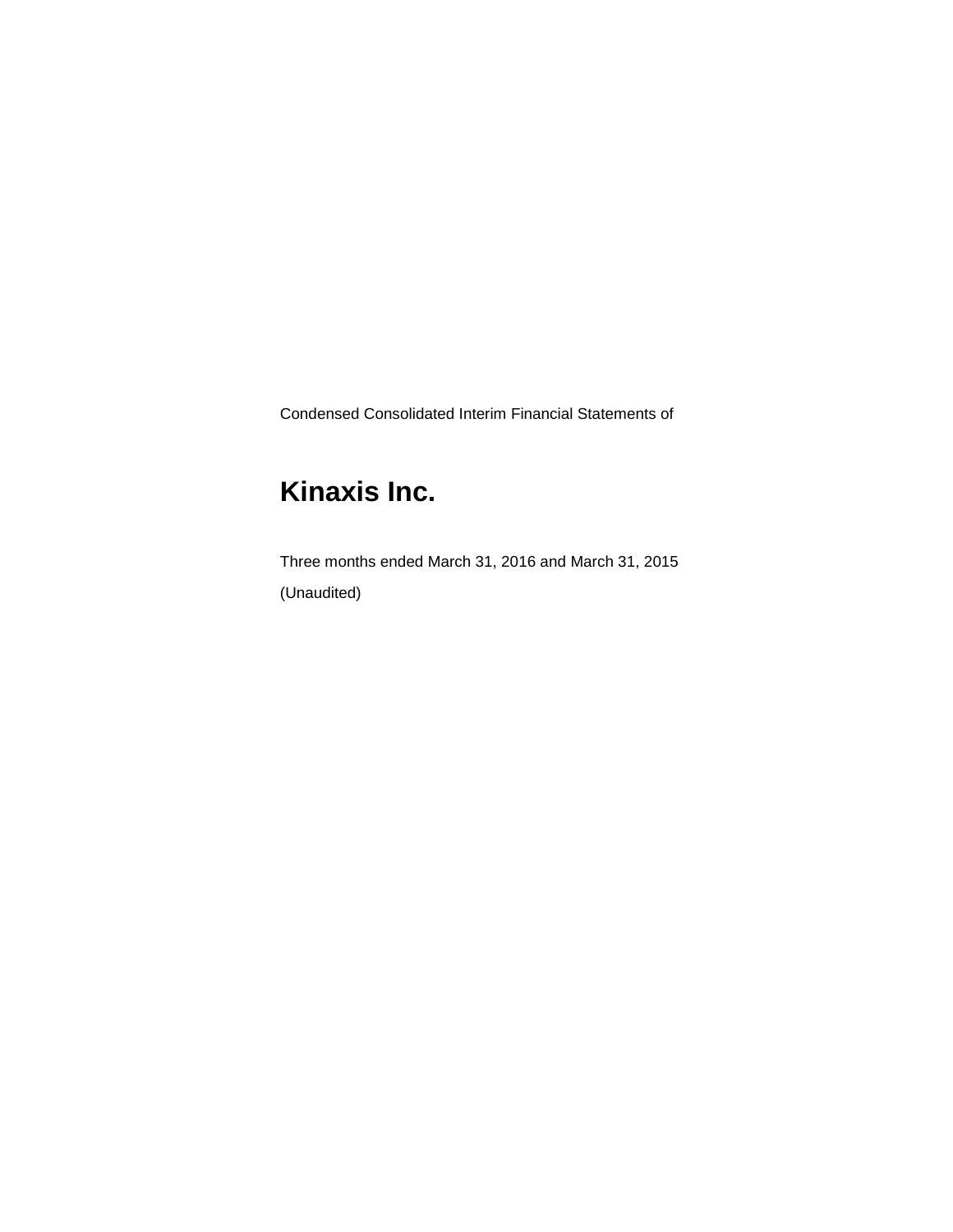Condensed Consolidated Interim Financial Statements of

# Kinaxis Inc.

Three months ended March 31, 2016 and March 31, 2015

(Unaudited)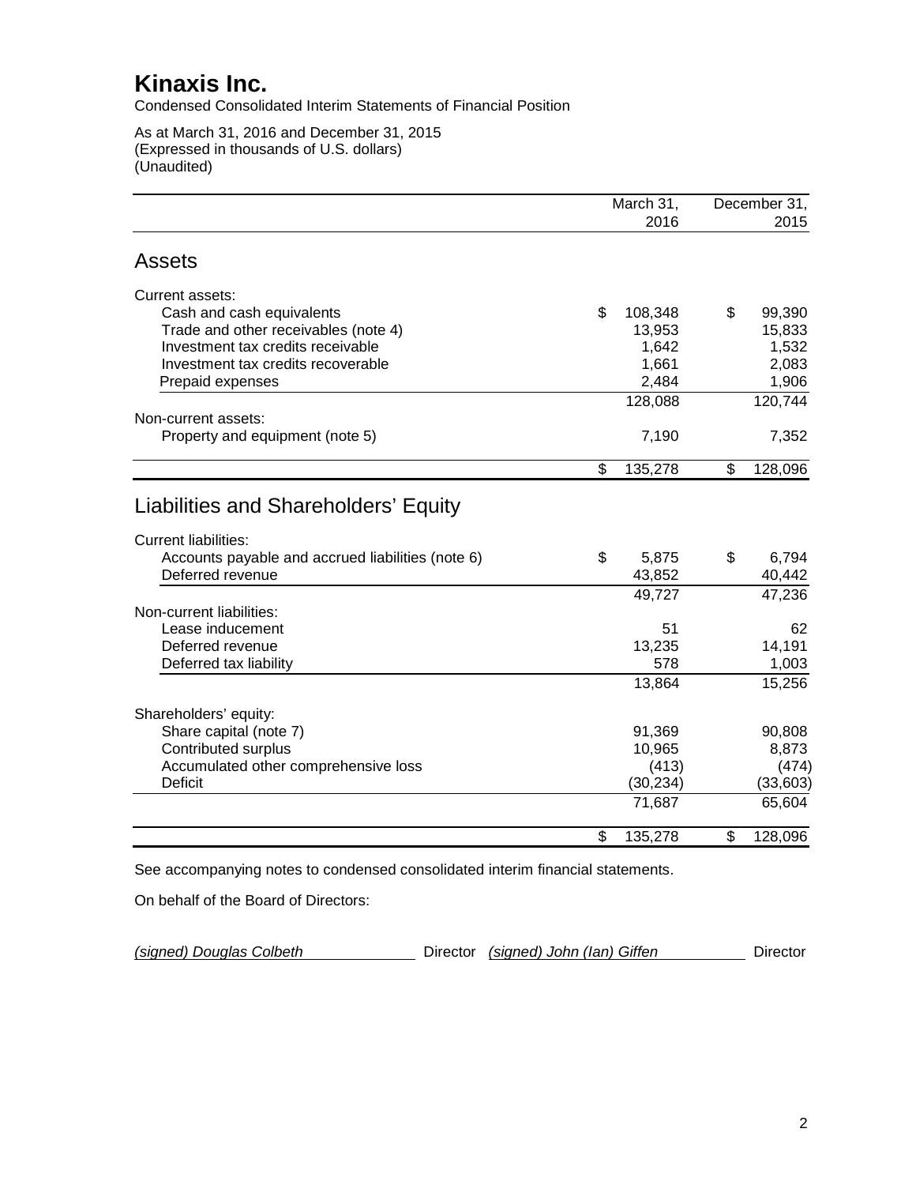# Kinaxis Inc.

Condensed Consolidated Interim Statements of Financial Position

As at March 31, 2016 and December 31, 2015
(Expressed in thousands of U.S. dollars)
(Unaudited)

| | March 31, 2016 | December 31, 2015 |
|---|---|---|
| **Assets** | | |
| Current assets: | | |
| Cash and cash equivalents | $ 108,348 | $ 99,390 |
| Trade and other receivables (note 4) | 13,953 | 15,833 |
| Investment tax credits receivable | 1,642 | 1,532 |
| Investment tax credits recoverable | 1,661 | 2,083 |
| Prepaid expenses | 2,484 | 1,906 |
| | 128,088 | 120,744 |
| Non-current assets: | | |
| Property and equipment (note 5) | 7,190 | 7,352 |
| | $ 135,278 | $ 128,096 |
| **Liabilities and Shareholders' Equity** | | |
| Current liabilities: | | |
| Accounts payable and accrued liabilities (note 6) | $ 5,875 | $ 6,794 |
| Deferred revenue | 43,852 | 40,442 |
| | 49,727 | 47,236 |
| Non-current liabilities: | | |
| Lease inducement | 51 | 62 |
| Deferred revenue | 13,235 | 14,191 |
| Deferred tax liability | 578 | 1,003 |
| | 13,864 | 15,256 |
| Shareholders' equity: | | |
| Share capital (note 7) | 91,369 | 90,808 |
| Contributed surplus | 10,965 | 8,873 |
| Accumulated other comprehensive loss | (413) | (474) |
| Deficit | (30,234) | (33,603) |
| | 71,687 | 65,604 |
| | $ 135,278 | $ 128,096 |

See accompanying notes to condensed consolidated interim financial statements.

On behalf of the Board of Directors:

*(signed) Douglas Colbeth* Director *(signed) John (Ian) Giffen* Director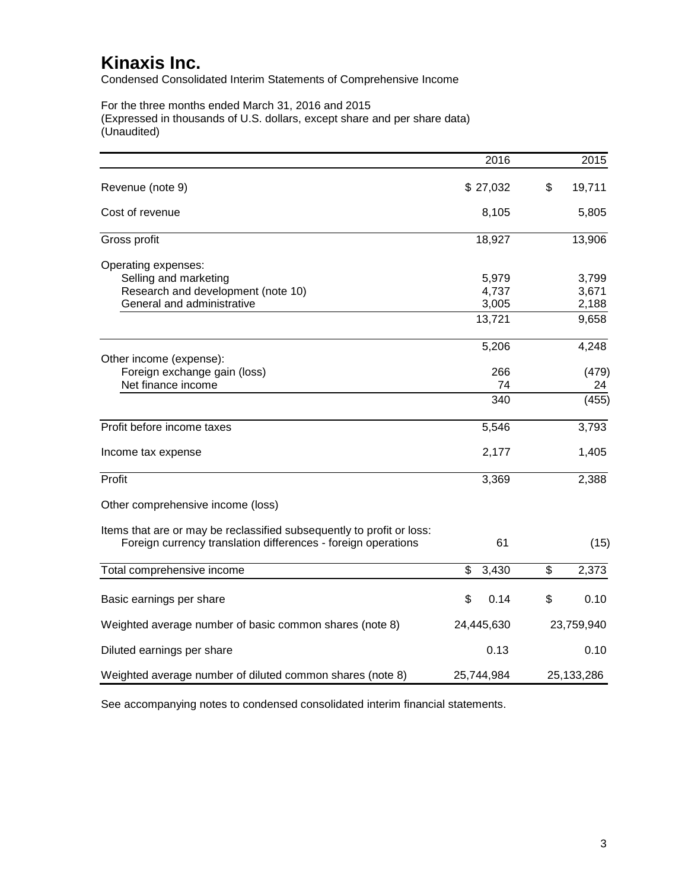# Kinaxis Inc.

Condensed Consolidated Interim Statements of Comprehensive Income

For the three months ended March 31, 2016 and 2015
(Expressed in thousands of U.S. dollars, except share and per share data)
(Unaudited)

| | 2016 | 2015 |
|---|---|---|
| Revenue (note 9) | $ 27,032 | $ 19,711 |
| Cost of revenue | 8,105 | 5,805 |
| Gross profit | 18,927 | 13,906 |
| Operating expenses: | | |
| Selling and marketing | 5,979 | 3,799 |
| Research and development (note 10) | 4,737 | 3,671 |
| General and administrative | 3,005 | 2,188 |
| | 13,721 | 9,658 |
| | 5,206 | 4,248 |
| Other income (expense): | | |
| Foreign exchange gain (loss) | 266 | (479) |
| Net finance income | 74 | 24 |
| | 340 | (455) |
| Profit before income taxes | 5,546 | 3,793 |
| Income tax expense | 2,177 | 1,405 |
| Profit | 3,369 | 2,388 |
| Other comprehensive income (loss) | | |
| Items that are or may be reclassified subsequently to profit or loss: | | |
| Foreign currency translation differences - foreign operations | 61 | (15) |
| Total comprehensive income | $ 3,430 | $ 2,373 |
| Basic earnings per share | $ 0.14 | $ 0.10 |
| Weighted average number of basic common shares (note 8) | 24,445,630 | 23,759,940 |
| Diluted earnings per share | 0.13 | 0.10 |
| Weighted average number of diluted common shares (note 8) | 25,744,984 | 25,133,286 |

See accompanying notes to condensed consolidated interim financial statements.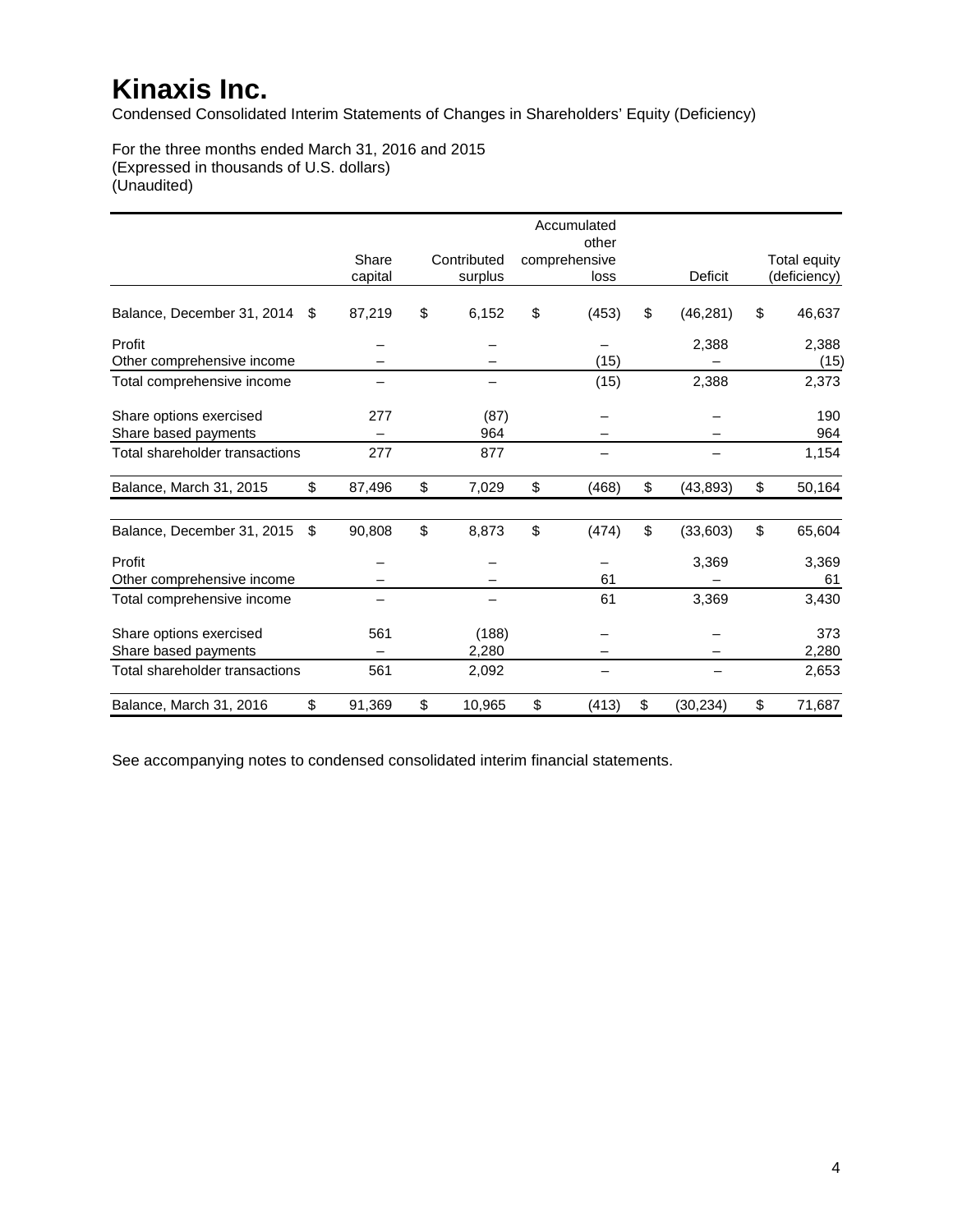# Kinaxis Inc.

Condensed Consolidated Interim Statements of Changes in Shareholders' Equity (Deficiency)

For the three months ended March 31, 2016 and 2015
(Expressed in thousands of U.S. dollars)
(Unaudited)

| | Share capital | Contributed surplus | Accumulated other comprehensive loss | Deficit | Total equity (deficiency) |
|---|---|---|---|---|---|
| Balance, December 31, 2014 | $ 87,219 | $ 6,152 | $ (453) | $ (46,281) | $ 46,637 |
| Profit | – | – | – | 2,388 | 2,388 |
| Other comprehensive income | – | – | (15) | – | (15) |
| Total comprehensive income | – | – | (15) | 2,388 | 2,373 |
| Share options exercised | 277 | (87) | – | – | 190 |
| Share based payments | – | 964 | – | – | 964 |
| Total shareholder transactions | 277 | 877 | – | – | 1,154 |
| Balance, March 31, 2015 | $ 87,496 | $ 7,029 | $ (468) | $ (43,893) | $ 50,164 |
| | | | | | |
| Balance, December 31, 2015 | $ 90,808 | $ 8,873 | $ (474) | $ (33,603) | $ 65,604 |
| Profit | – | – | – | 3,369 | 3,369 |
| Other comprehensive income | – | – | 61 | – | 61 |
| Total comprehensive income | – | – | 61 | 3,369 | 3,430 |
| Share options exercised | 561 | (188) | – | – | 373 |
| Share based payments | – | 2,280 | – | – | 2,280 |
| Total shareholder transactions | 561 | 2,092 | – | – | 2,653 |
| Balance, March 31, 2016 | $ 91,369 | $ 10,965 | $ (413) | $ (30,234) | $ 71,687 |

See accompanying notes to condensed consolidated interim financial statements.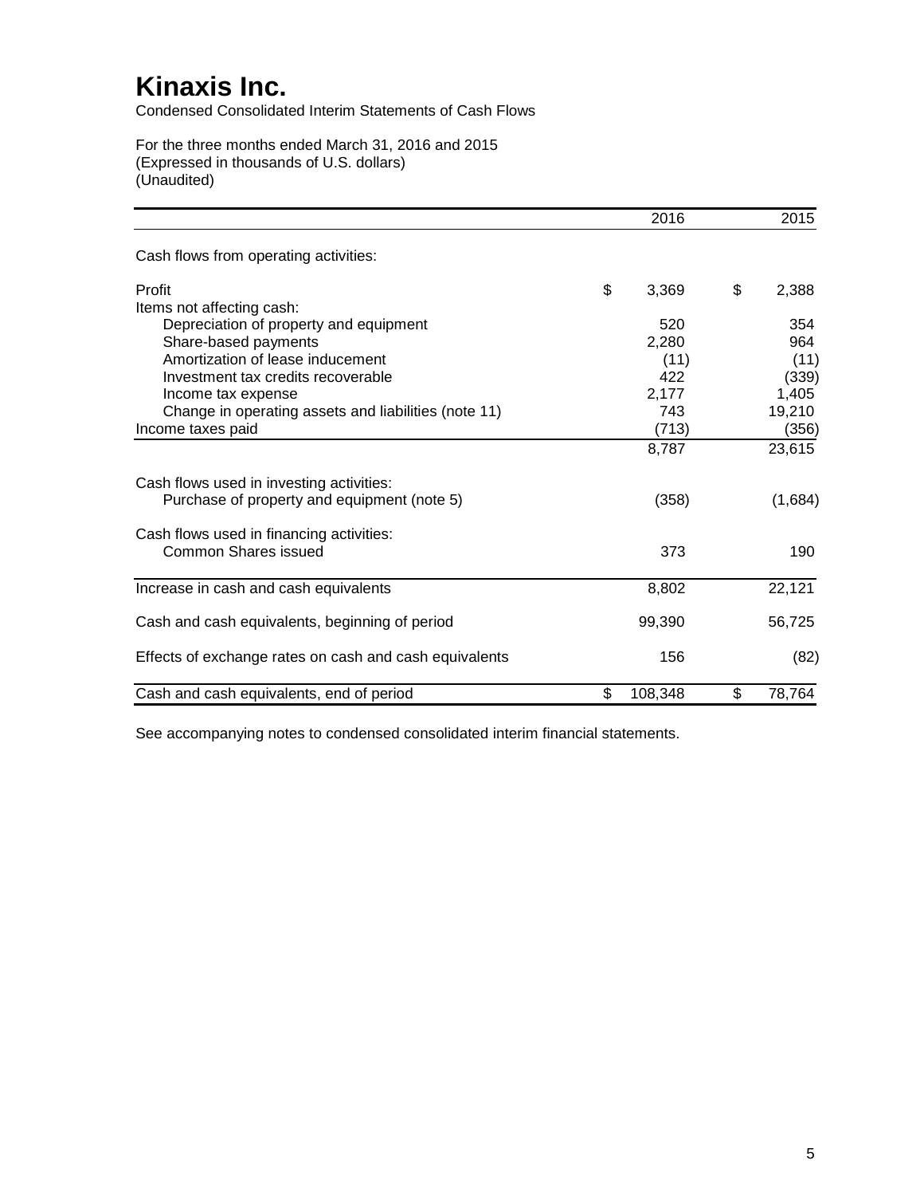# Kinaxis Inc.

Condensed Consolidated Interim Statements of Cash Flows

For the three months ended March 31, 2016 and 2015
(Expressed in thousands of U.S. dollars)
(Unaudited)

| | 2016 | 2015 |
|---|---|---|
| Cash flows from operating activities: | | |
| Profit | $ 3,369 | $ 2,388 |
| Items not affecting cash: | | |
| Depreciation of property and equipment | 520 | 354 |
| Share-based payments | 2,280 | 964 |
| Amortization of lease inducement | (11) | (11) |
| Investment tax credits recoverable | 422 | (339) |
| Income tax expense | 2,177 | 1,405 |
| Change in operating assets and liabilities (note 11) | 743 | 19,210 |
| Income taxes paid | (713) | (356) |
| | 8,787 | 23,615 |
| Cash flows used in investing activities: | | |
| Purchase of property and equipment (note 5) | (358) | (1,684) |
| Cash flows used in financing activities: | | |
| Common Shares issued | 373 | 190 |
| Increase in cash and cash equivalents | 8,802 | 22,121 |
| Cash and cash equivalents, beginning of period | 99,390 | 56,725 |
| Effects of exchange rates on cash and cash equivalents | 156 | (82) |
| Cash and cash equivalents, end of period | $ 108,348 | $ 78,764 |

See accompanying notes to condensed consolidated interim financial statements.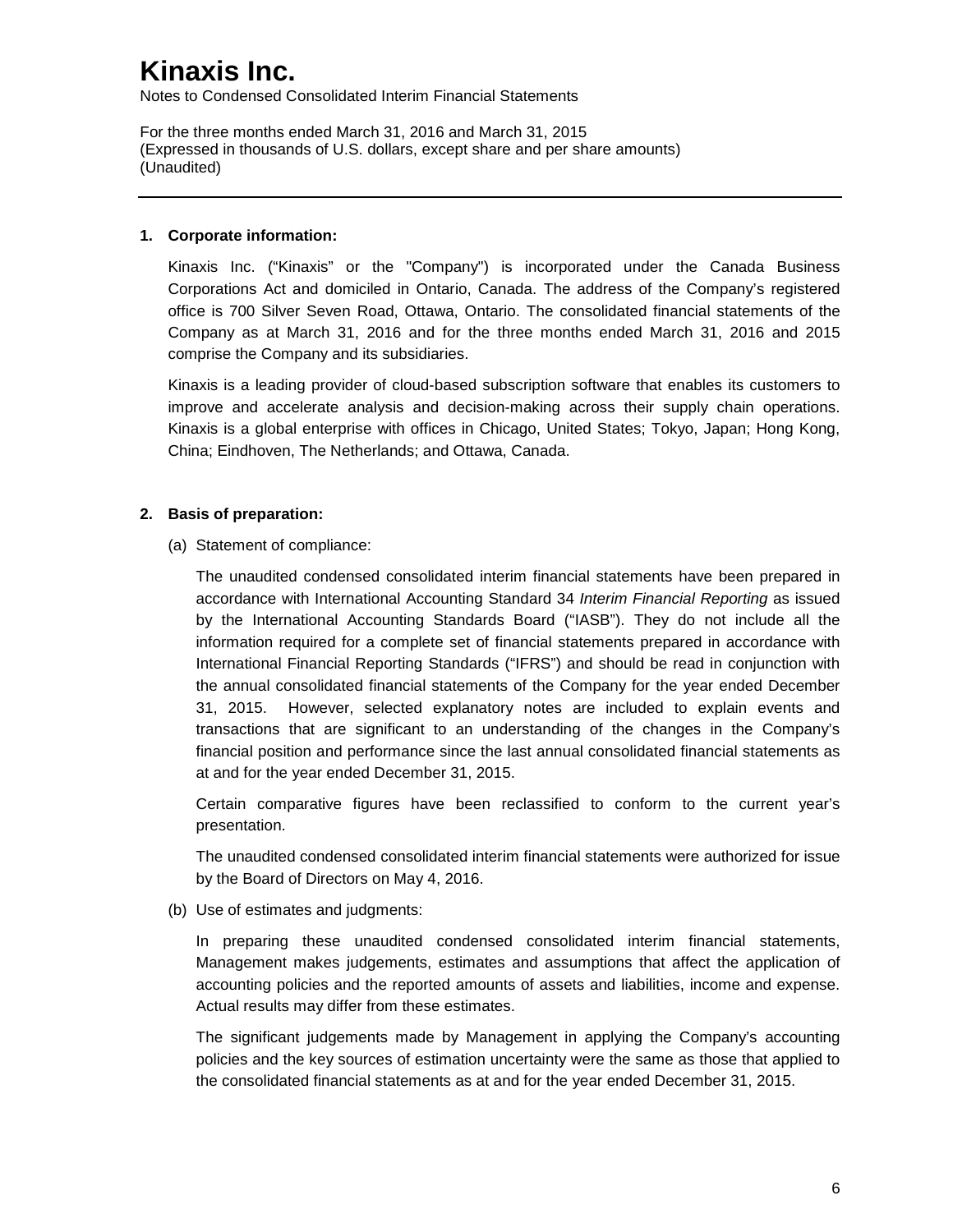# Kinaxis Inc.

Notes to Condensed Consolidated Interim Financial Statements

For the three months ended March 31, 2016 and March 31, 2015
(Expressed in thousands of U.S. dollars, except share and per share amounts)
(Unaudited)

## 1. Corporate information:

Kinaxis Inc. ("Kinaxis" or the "Company") is incorporated under the Canada Business Corporations Act and domiciled in Ontario, Canada. The address of the Company's registered office is 700 Silver Seven Road, Ottawa, Ontario. The consolidated financial statements of the Company as at March 31, 2016 and for the three months ended March 31, 2016 and 2015 comprise the Company and its subsidiaries.

Kinaxis is a leading provider of cloud-based subscription software that enables its customers to improve and accelerate analysis and decision-making across their supply chain operations. Kinaxis is a global enterprise with offices in Chicago, United States; Tokyo, Japan; Hong Kong, China; Eindhoven, The Netherlands; and Ottawa, Canada.

## 2. Basis of preparation:

(a) Statement of compliance:

The unaudited condensed consolidated interim financial statements have been prepared in accordance with International Accounting Standard 34 *Interim Financial Reporting* as issued by the International Accounting Standards Board ("IASB"). They do not include all the information required for a complete set of financial statements prepared in accordance with International Financial Reporting Standards ("IFRS") and should be read in conjunction with the annual consolidated financial statements of the Company for the year ended December 31, 2015. However, selected explanatory notes are included to explain events and transactions that are significant to an understanding of the changes in the Company's financial position and performance since the last annual consolidated financial statements as at and for the year ended December 31, 2015.

Certain comparative figures have been reclassified to conform to the current year's presentation.

The unaudited condensed consolidated interim financial statements were authorized for issue by the Board of Directors on May 4, 2016.

(b) Use of estimates and judgments:

In preparing these unaudited condensed consolidated interim financial statements, Management makes judgements, estimates and assumptions that affect the application of accounting policies and the reported amounts of assets and liabilities, income and expense. Actual results may differ from these estimates.

The significant judgements made by Management in applying the Company's accounting policies and the key sources of estimation uncertainty were the same as those that applied to the consolidated financial statements as at and for the year ended December 31, 2015.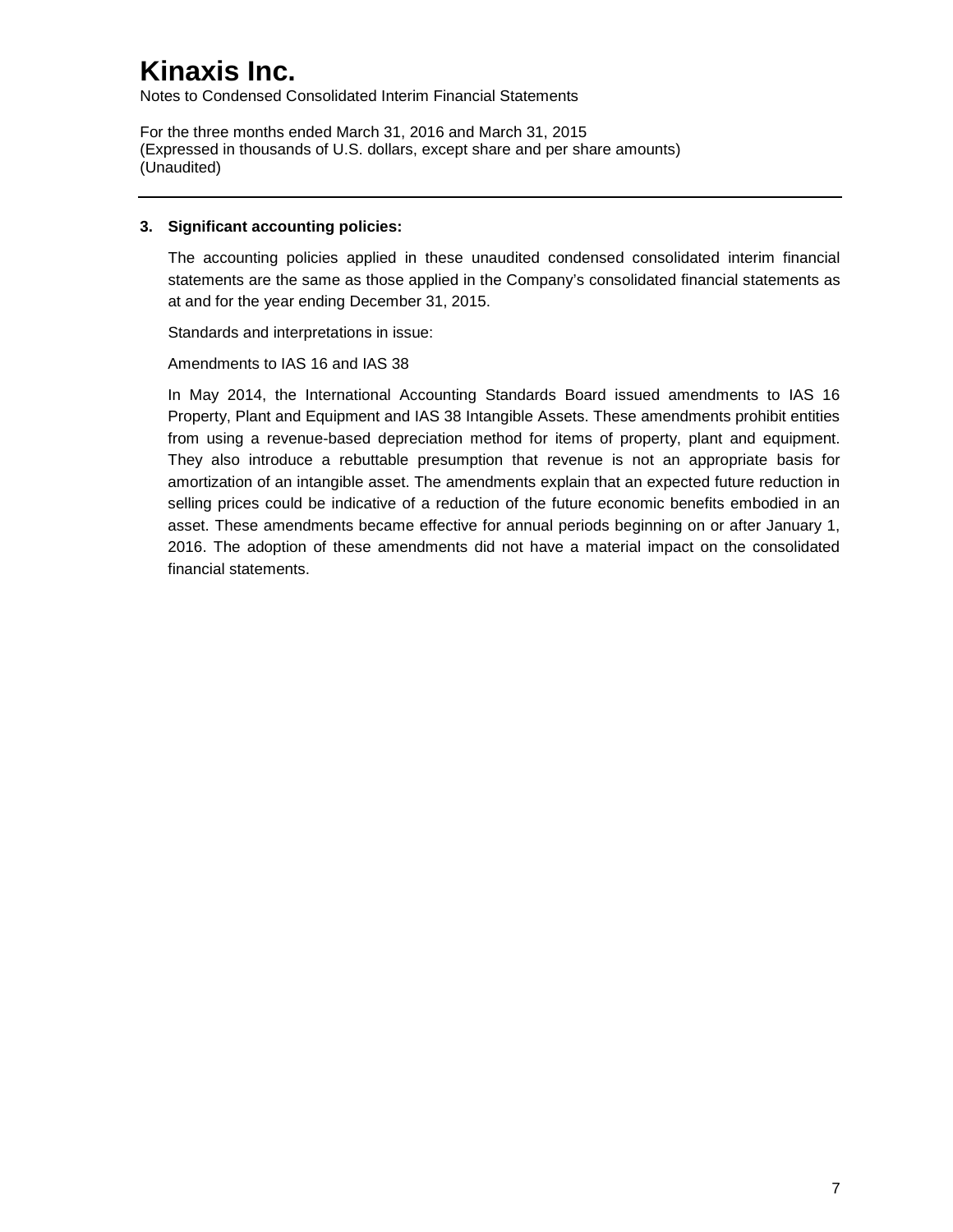# Kinaxis Inc.

Notes to Condensed Consolidated Interim Financial Statements

For the three months ended March 31, 2016 and March 31, 2015
(Expressed in thousands of U.S. dollars, except share and per share amounts)
(Unaudited)

---

**3. Significant accounting policies:**

The accounting policies applied in these unaudited condensed consolidated interim financial statements are the same as those applied in the Company's consolidated financial statements as at and for the year ending December 31, 2015.

Standards and interpretations in issue:

Amendments to IAS 16 and IAS 38

In May 2014, the International Accounting Standards Board issued amendments to IAS 16 Property, Plant and Equipment and IAS 38 Intangible Assets. These amendments prohibit entities from using a revenue-based depreciation method for items of property, plant and equipment. They also introduce a rebuttable presumption that revenue is not an appropriate basis for amortization of an intangible asset. The amendments explain that an expected future reduction in selling prices could be indicative of a reduction of the future economic benefits embodied in an asset. These amendments became effective for annual periods beginning on or after January 1, 2016. The adoption of these amendments did not have a material impact on the consolidated financial statements.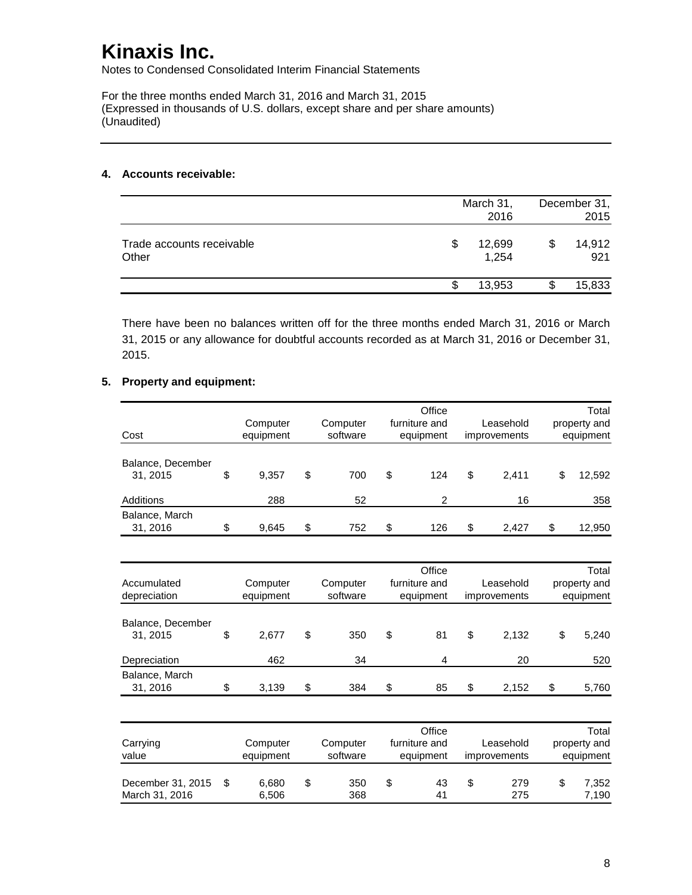# Kinaxis Inc.

Notes to Condensed Consolidated Interim Financial Statements

For the three months ended March 31, 2016 and March 31, 2015
(Expressed in thousands of U.S. dollars, except share and per share amounts)
(Unaudited)

## 4. Accounts receivable:

| | March 31, 2016 | December 31, 2015 |
|---|---|---|
| Trade accounts receivable | $ 12,699 | $ 14,912 |
| Other | 1,254 | 921 |
| | $ 13,953 | $ 15,833 |

There have been no balances written off for the three months ended March 31, 2016 or March 31, 2015 or any allowance for doubtful accounts recorded as at March 31, 2016 or December 31, 2015.

## 5. Property and equipment:

| Cost | Computer equipment | Computer software | Office furniture and equipment | Leasehold improvements | Total property and equipment |
|---|---|---|---|---|---|
| Balance, December 31, 2015 | $ 9,357 | $ 700 | $ 124 | $ 2,411 | $ 12,592 |
| Additions | 288 | 52 | 2 | 16 | 358 |
| Balance, March 31, 2016 | $ 9,645 | $ 752 | $ 126 | $ 2,427 | $ 12,950 |

| Accumulated depreciation | Computer equipment | Computer software | Office furniture and equipment | Leasehold improvements | Total property and equipment |
|---|---|---|---|---|---|
| Balance, December 31, 2015 | $ 2,677 | $ 350 | $ 81 | $ 2,132 | $ 5,240 |
| Depreciation | 462 | 34 | 4 | 20 | 520 |
| Balance, March 31, 2016 | $ 3,139 | $ 384 | $ 85 | $ 2,152 | $ 5,760 |

| Carrying value | Computer equipment | Computer software | Office furniture and equipment | Leasehold improvements | Total property and equipment |
|---|---|---|---|---|---|
| December 31, 2015 | $ 6,680 | $ 350 | $ 43 | $ 279 | $ 7,352 |
| March 31, 2016 | 6,506 | 368 | 41 | 275 | 7,190 |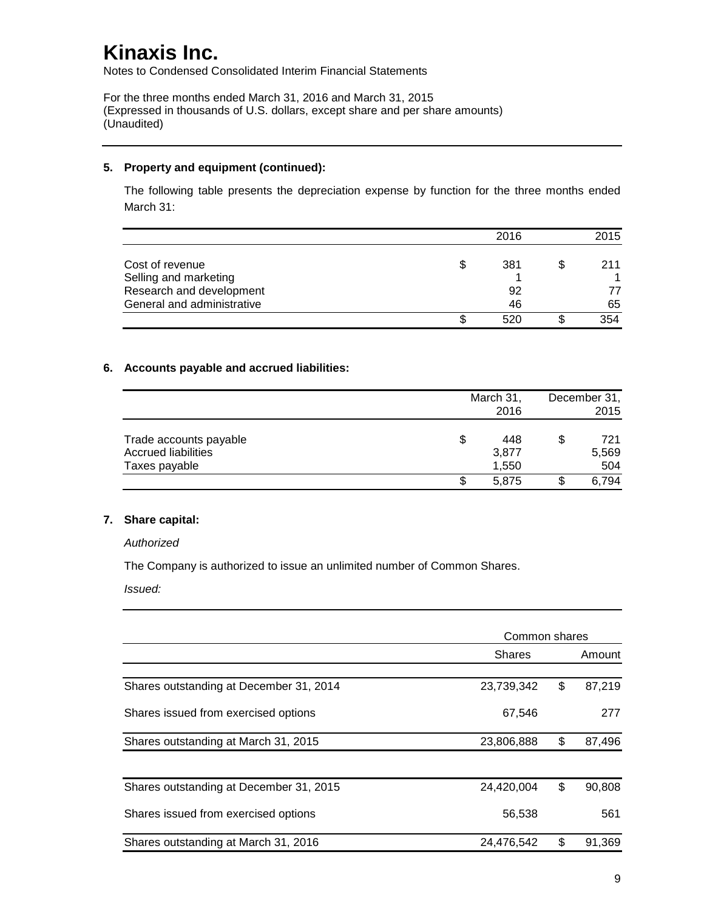# Kinaxis Inc.

Notes to Condensed Consolidated Interim Financial Statements

For the three months ended March 31, 2016 and March 31, 2015
(Expressed in thousands of U.S. dollars, except share and per share amounts)
(Unaudited)

**5. Property and equipment (continued):**

The following table presents the depreciation expense by function for the three months ended March 31:

| | 2016 | 2015 |
|---|---|---|
| Cost of revenue | $ 381 | $ 211 |
| Selling and marketing | 1 | 1 |
| Research and development | 92 | 77 |
| General and administrative | 46 | 65 |
| | $ 520 | $ 354 |

**6. Accounts payable and accrued liabilities:**

| | March 31, 2016 | December 31, 2015 |
|---|---|---|
| Trade accounts payable | $ 448 | $ 721 |
| Accrued liabilities | 3,877 | 5,569 |
| Taxes payable | 1,550 | 504 |
| | $ 5,875 | $ 6,794 |

**7. Share capital:**

*Authorized*

The Company is authorized to issue an unlimited number of Common Shares.

*Issued:*

| | Common shares | |
|---|---|---|
| | Shares | Amount |
| Shares outstanding at December 31, 2014 | 23,739,342 | $ 87,219 |
| Shares issued from exercised options | 67,546 | 277 |
| Shares outstanding at March 31, 2015 | 23,806,888 | $ 87,496 |
| | | |
| Shares outstanding at December 31, 2015 | 24,420,004 | $ 90,808 |
| Shares issued from exercised options | 56,538 | 561 |
| Shares outstanding at March 31, 2016 | 24,476,542 | $ 91,369 |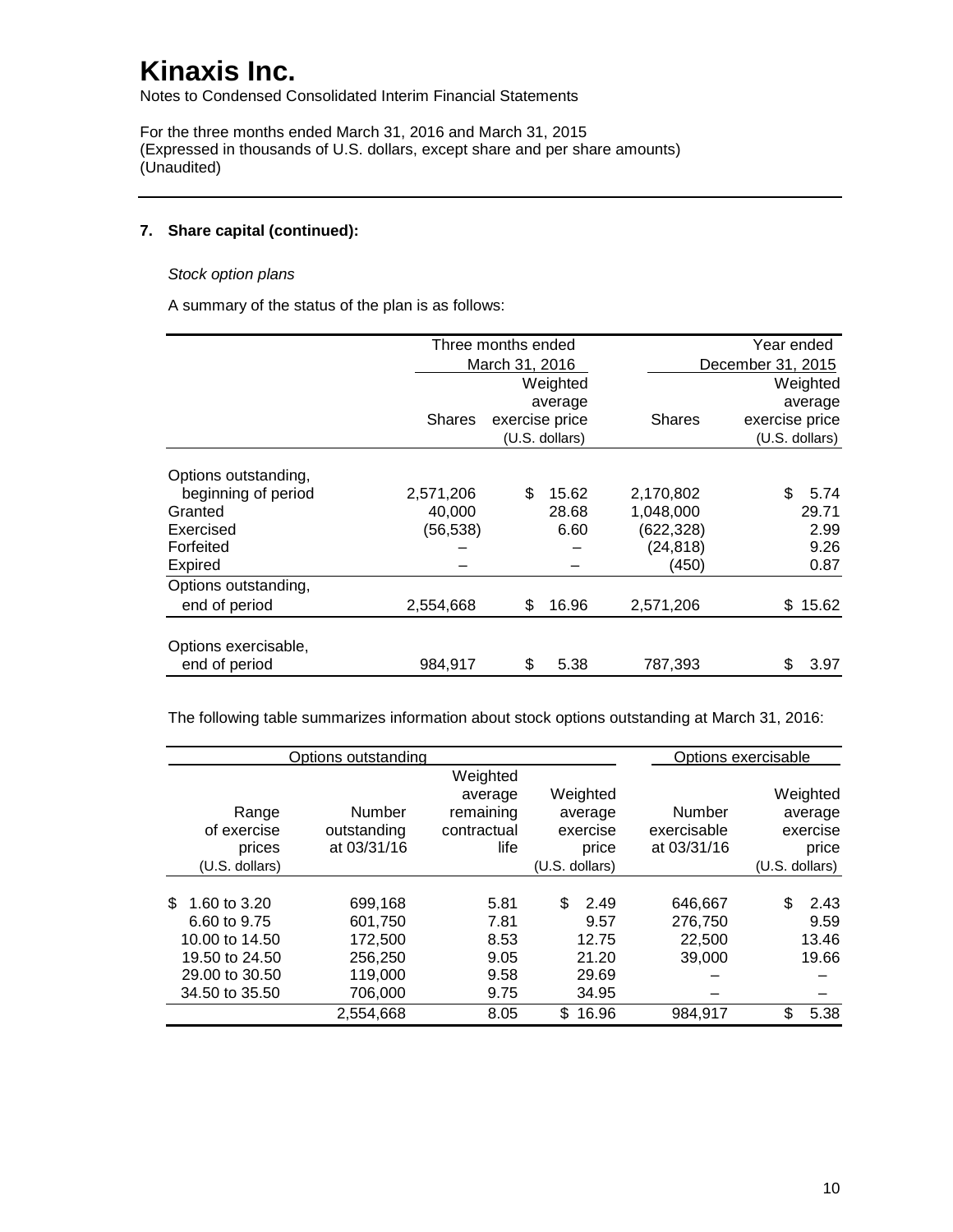# Kinaxis Inc.

Notes to Condensed Consolidated Interim Financial Statements

For the three months ended March 31, 2016 and March 31, 2015
(Expressed in thousands of U.S. dollars, except share and per share amounts)
(Unaudited)

## 7. Share capital (continued):

*Stock option plans*

A summary of the status of the plan is as follows:

| | Three months ended March 31, 2016 | | Year ended December 31, 2015 | |
|---|---|---|---|---|
| | Shares | Weighted average exercise price (U.S. dollars) | Shares | Weighted average exercise price (U.S. dollars) |
| Options outstanding, beginning of period | 2,571,206 | $ 15.62 | 2,170,802 | $ 5.74 |
| Granted | 40,000 | 28.68 | 1,048,000 | 29.71 |
| Exercised | (56,538) | 6.60 | (622,328) | 2.99 |
| Forfeited | – | – | (24,818) | 9.26 |
| Expired | – | – | (450) | 0.87 |
| Options outstanding, end of period | 2,554,668 | $ 16.96 | 2,571,206 | $ 15.62 |
| Options exercisable, end of period | 984,917 | $ 5.38 | 787,393 | $ 3.97 |

The following table summarizes information about stock options outstanding at March 31, 2016:

| Options outstanding | | | | Options exercisable | |
|---|---|---|---|---|---|
| Range of exercise prices (U.S. dollars) | Number outstanding at 03/31/16 | Weighted average remaining contractual life | Weighted average exercise price (U.S. dollars) | Number exercisable at 03/31/16 | Weighted average exercise price (U.S. dollars) |
| $ 1.60 to 3.20 | 699,168 | 5.81 | $ 2.49 | 646,667 | $ 2.43 |
| 6.60 to 9.75 | 601,750 | 7.81 | 9.57 | 276,750 | 9.59 |
| 10.00 to 14.50 | 172,500 | 8.53 | 12.75 | 22,500 | 13.46 |
| 19.50 to 24.50 | 256,250 | 9.05 | 21.20 | 39,000 | 19.66 |
| 29.00 to 30.50 | 119,000 | 9.58 | 29.69 | – | – |
| 34.50 to 35.50 | 706,000 | 9.75 | 34.95 | – | – |
| | 2,554,668 | 8.05 | $ 16.96 | 984,917 | $ 5.38 |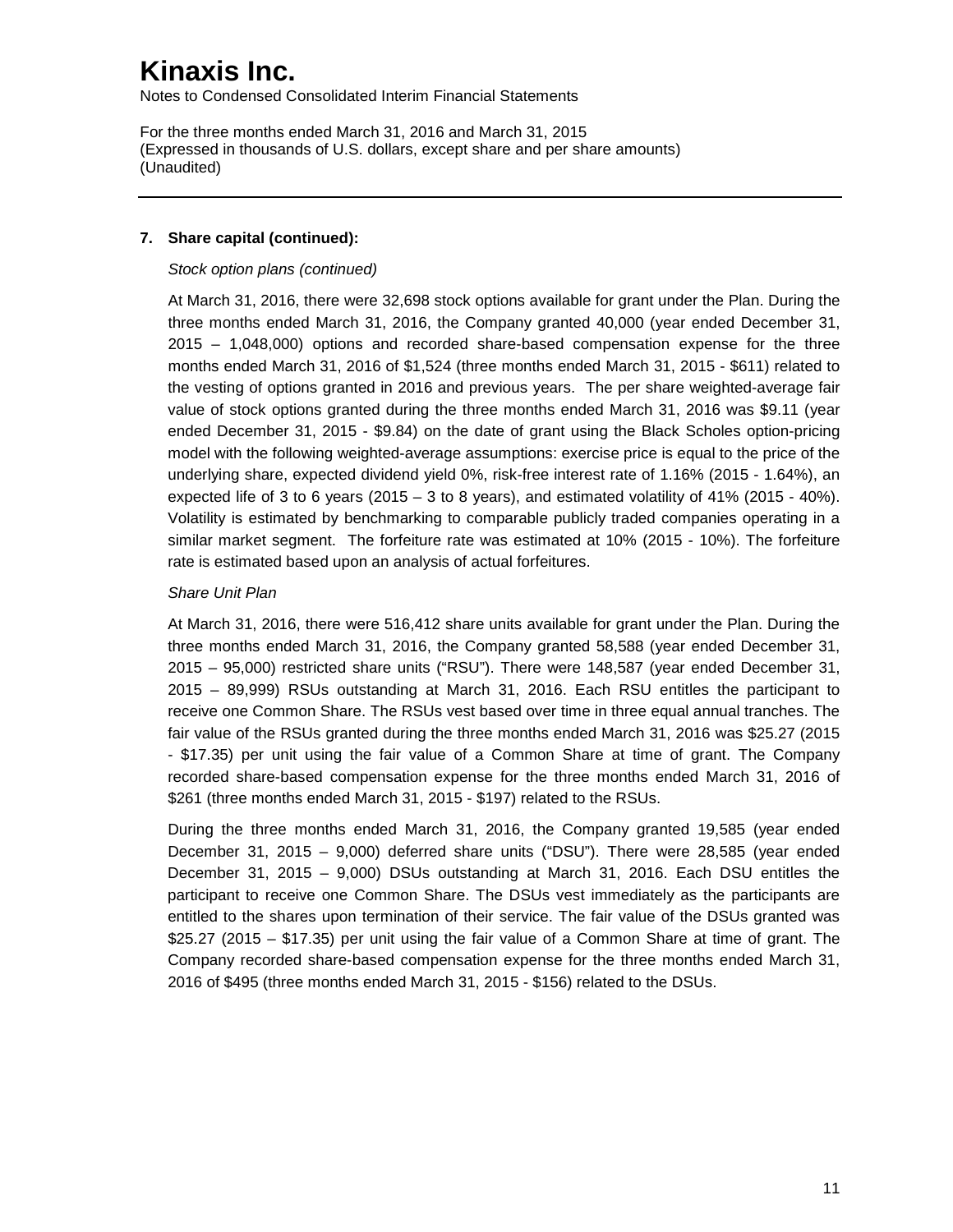# Kinaxis Inc.

Notes to Condensed Consolidated Interim Financial Statements

For the three months ended March 31, 2016 and March 31, 2015
(Expressed in thousands of U.S. dollars, except share and per share amounts)
(Unaudited)

---

**7. Share capital (continued):**

*Stock option plans (continued)*

At March 31, 2016, there were 32,698 stock options available for grant under the Plan. During the three months ended March 31, 2016, the Company granted 40,000 (year ended December 31, 2015 – 1,048,000) options and recorded share-based compensation expense for the three months ended March 31, 2016 of $1,524 (three months ended March 31, 2015 - $611) related to the vesting of options granted in 2016 and previous years. The per share weighted-average fair value of stock options granted during the three months ended March 31, 2016 was $9.11 (year ended December 31, 2015 - $9.84) on the date of grant using the Black Scholes option-pricing model with the following weighted-average assumptions: exercise price is equal to the price of the underlying share, expected dividend yield 0%, risk-free interest rate of 1.16% (2015 - 1.64%), an expected life of 3 to 6 years (2015 – 3 to 8 years), and estimated volatility of 41% (2015 - 40%). Volatility is estimated by benchmarking to comparable publicly traded companies operating in a similar market segment. The forfeiture rate was estimated at 10% (2015 - 10%). The forfeiture rate is estimated based upon an analysis of actual forfeitures.

*Share Unit Plan*

At March 31, 2016, there were 516,412 share units available for grant under the Plan. During the three months ended March 31, 2016, the Company granted 58,588 (year ended December 31, 2015 – 95,000) restricted share units ("RSU"). There were 148,587 (year ended December 31, 2015 – 89,999) RSUs outstanding at March 31, 2016. Each RSU entitles the participant to receive one Common Share. The RSUs vest based over time in three equal annual tranches. The fair value of the RSUs granted during the three months ended March 31, 2016 was $25.27 (2015 - $17.35) per unit using the fair value of a Common Share at time of grant. The Company recorded share-based compensation expense for the three months ended March 31, 2016 of $261 (three months ended March 31, 2015 - $197) related to the RSUs.

During the three months ended March 31, 2016, the Company granted 19,585 (year ended December 31, 2015 – 9,000) deferred share units ("DSU"). There were 28,585 (year ended December 31, 2015 – 9,000) DSUs outstanding at March 31, 2016. Each DSU entitles the participant to receive one Common Share. The DSUs vest immediately as the participants are entitled to the shares upon termination of their service. The fair value of the DSUs granted was $25.27 (2015 – $17.35) per unit using the fair value of a Common Share at time of grant. The Company recorded share-based compensation expense for the three months ended March 31, 2016 of $495 (three months ended March 31, 2015 - $156) related to the DSUs.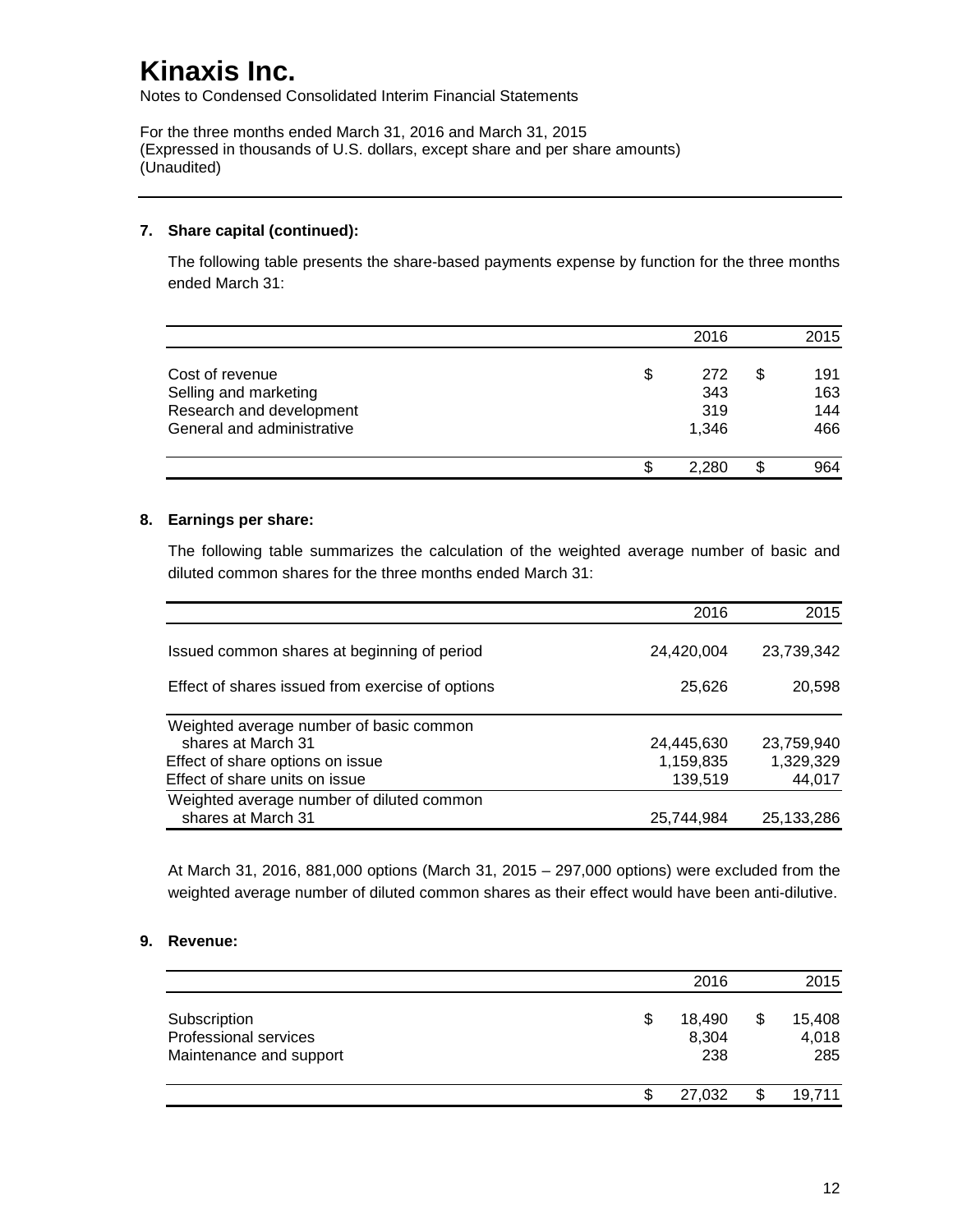# Kinaxis Inc.

Notes to Condensed Consolidated Interim Financial Statements

For the three months ended March 31, 2016 and March 31, 2015
(Expressed in thousands of U.S. dollars, except share and per share amounts)
(Unaudited)

## 7. Share capital (continued):

The following table presents the share-based payments expense by function for the three months ended March 31:

| | 2016 | 2015 |
|---|---|---|
| Cost of revenue | $ 272 | $ 191 |
| Selling and marketing | 343 | 163 |
| Research and development | 319 | 144 |
| General and administrative | 1,346 | 466 |
| | $ 2,280 | $ 964 |

## 8. Earnings per share:

The following table summarizes the calculation of the weighted average number of basic and diluted common shares for the three months ended March 31:

| | 2016 | 2015 |
|---|---|---|
| Issued common shares at beginning of period | 24,420,004 | 23,739,342 |
| Effect of shares issued from exercise of options | 25,626 | 20,598 |
| Weighted average number of basic common shares at March 31 | 24,445,630 | 23,759,940 |
| Effect of share options on issue | 1,159,835 | 1,329,329 |
| Effect of share units on issue | 139,519 | 44,017 |
| Weighted average number of diluted common shares at March 31 | 25,744,984 | 25,133,286 |

At March 31, 2016, 881,000 options (March 31, 2015 – 297,000 options) were excluded from the weighted average number of diluted common shares as their effect would have been anti-dilutive.

## 9. Revenue:

| | 2016 | 2015 |
|---|---|---|
| Subscription | $ 18,490 | $ 15,408 |
| Professional services | 8,304 | 4,018 |
| Maintenance and support | 238 | 285 |
| | $ 27,032 | $ 19,711 |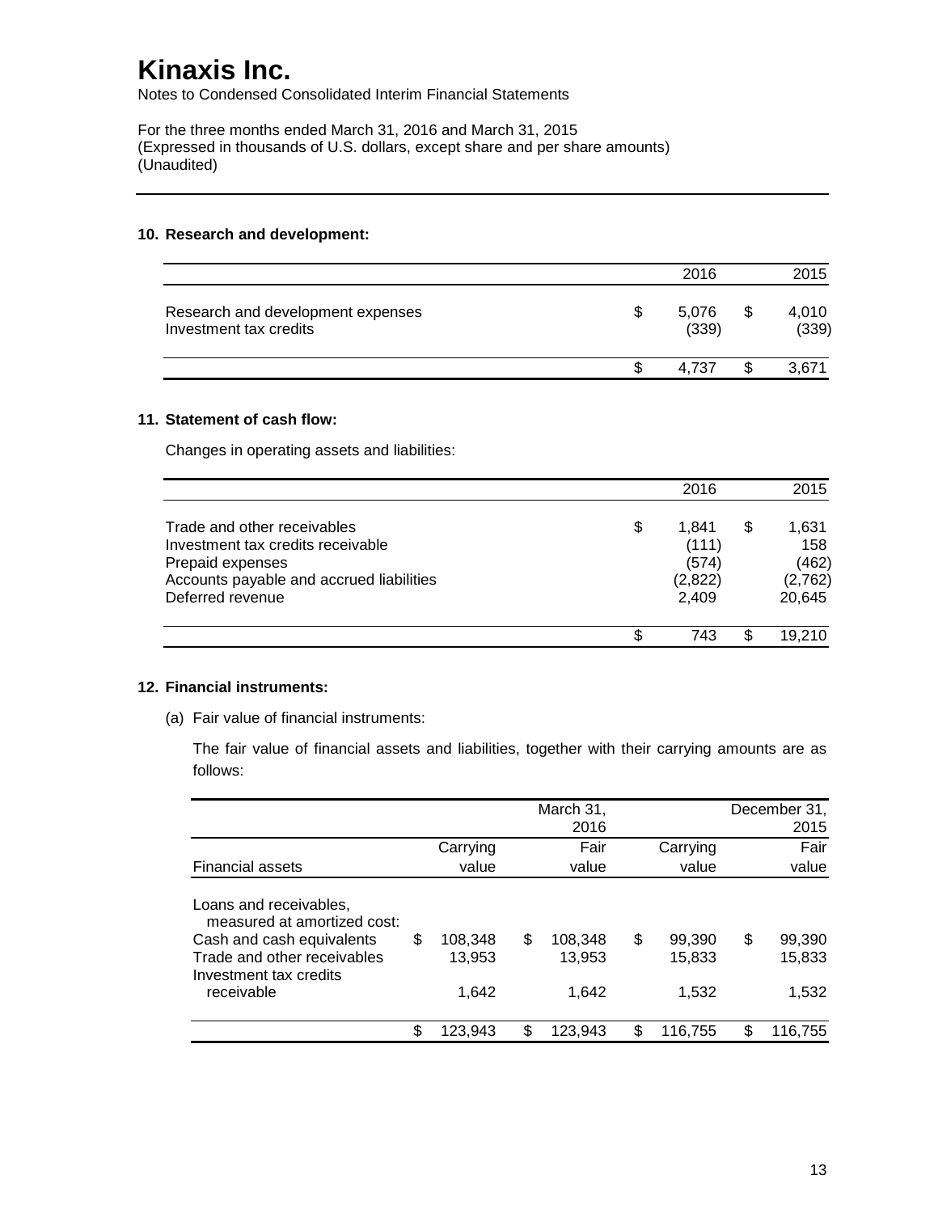# Kinaxis Inc.

Notes to Condensed Consolidated Interim Financial Statements

For the three months ended March 31, 2016 and March 31, 2015
(Expressed in thousands of U.S. dollars, except share and per share amounts)
(Unaudited)

## 10. Research and development:

| | 2016 | 2015 |
|---|---|---|
| Research and development expenses | $ 5,076 | $ 4,010 |
| Investment tax credits | (339) | (339) |
| | $ 4,737 | $ 3,671 |

## 11. Statement of cash flow:

Changes in operating assets and liabilities:

| | 2016 | 2015 |
|---|---|---|
| Trade and other receivables | $ 1,841 | $ 1,631 |
| Investment tax credits receivable | (111) | 158 |
| Prepaid expenses | (574) | (462) |
| Accounts payable and accrued liabilities | (2,822) | (2,762) |
| Deferred revenue | 2,409 | 20,645 |
| | $ 743 | $ 19,210 |

## 12. Financial instruments:

(a) Fair value of financial instruments:

The fair value of financial assets and liabilities, together with their carrying amounts are as follows:

| | | March 31, 2016 | | December 31, 2015 |
|---|---|---|---|---|
| Financial assets | Carrying value | Fair value | Carrying value | Fair value |
| Loans and receivables, measured at amortized cost: | | | | |
| Cash and cash equivalents | $ 108,348 | $ 108,348 | $ 99,390 | $ 99,390 |
| Trade and other receivables | 13,953 | 13,953 | 15,833 | 15,833 |
| Investment tax credits receivable | 1,642 | 1,642 | 1,532 | 1,532 |
| | $ 123,943 | $ 123,943 | $ 116,755 | $ 116,755 |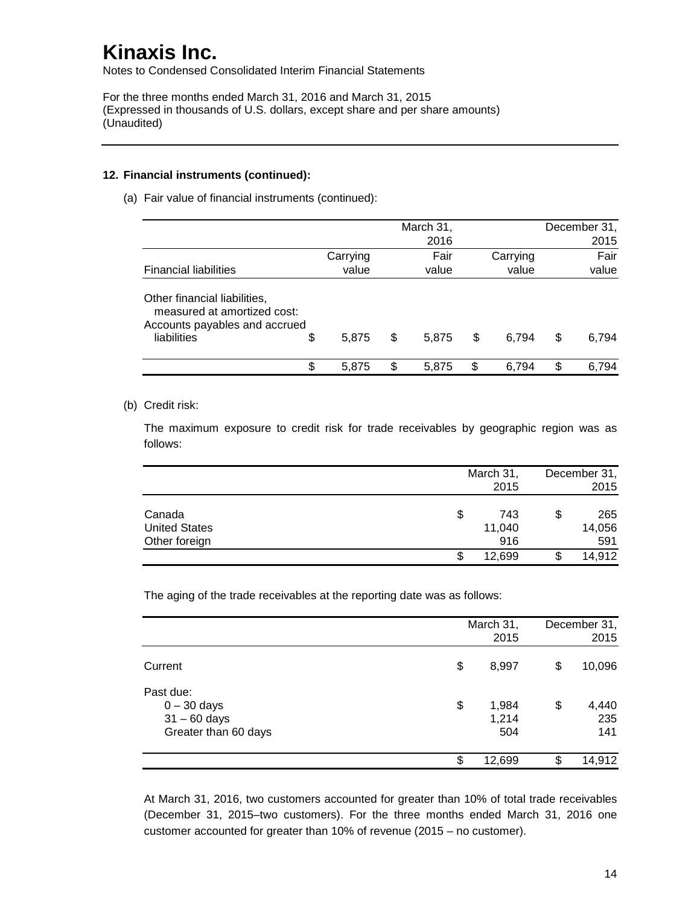# Kinaxis Inc.

Notes to Condensed Consolidated Interim Financial Statements

For the three months ended March 31, 2016 and March 31, 2015
(Expressed in thousands of U.S. dollars, except share and per share amounts)
(Unaudited)

## 12. Financial instruments (continued):

(a) Fair value of financial instruments (continued):

| | | March 31, 2016 | | December 31, 2015 |
|---|---|---|---|---|
| Financial liabilities | Carrying value | Fair value | Carrying value | Fair value |
| Other financial liabilities, measured at amortized cost: | | | | |
| Accounts payables and accrued liabilities | $ 5,875 | $ 5,875 | $ 6,794 | $ 6,794 |
| | $ 5,875 | $ 5,875 | $ 6,794 | $ 6,794 |

(b) Credit risk:

The maximum exposure to credit risk for trade receivables by geographic region was as follows:

| | March 31, 2015 | December 31, 2015 |
|---|---|---|
| Canada | $ 743 | $ 265 |
| United States | 11,040 | 14,056 |
| Other foreign | 916 | 591 |
| | $ 12,699 | $ 14,912 |

The aging of the trade receivables at the reporting date was as follows:

| | March 31, 2015 | December 31, 2015 |
|---|---|---|
| Current | $ 8,997 | $ 10,096 |
| Past due: | | |
| 0 – 30 days | $ 1,984 | $ 4,440 |
| 31 – 60 days | 1,214 | 235 |
| Greater than 60 days | 504 | 141 |
| | $ 12,699 | $ 14,912 |

At March 31, 2016, two customers accounted for greater than 10% of total trade receivables (December 31, 2015–two customers). For the three months ended March 31, 2016 one customer accounted for greater than 10% of revenue (2015 – no customer).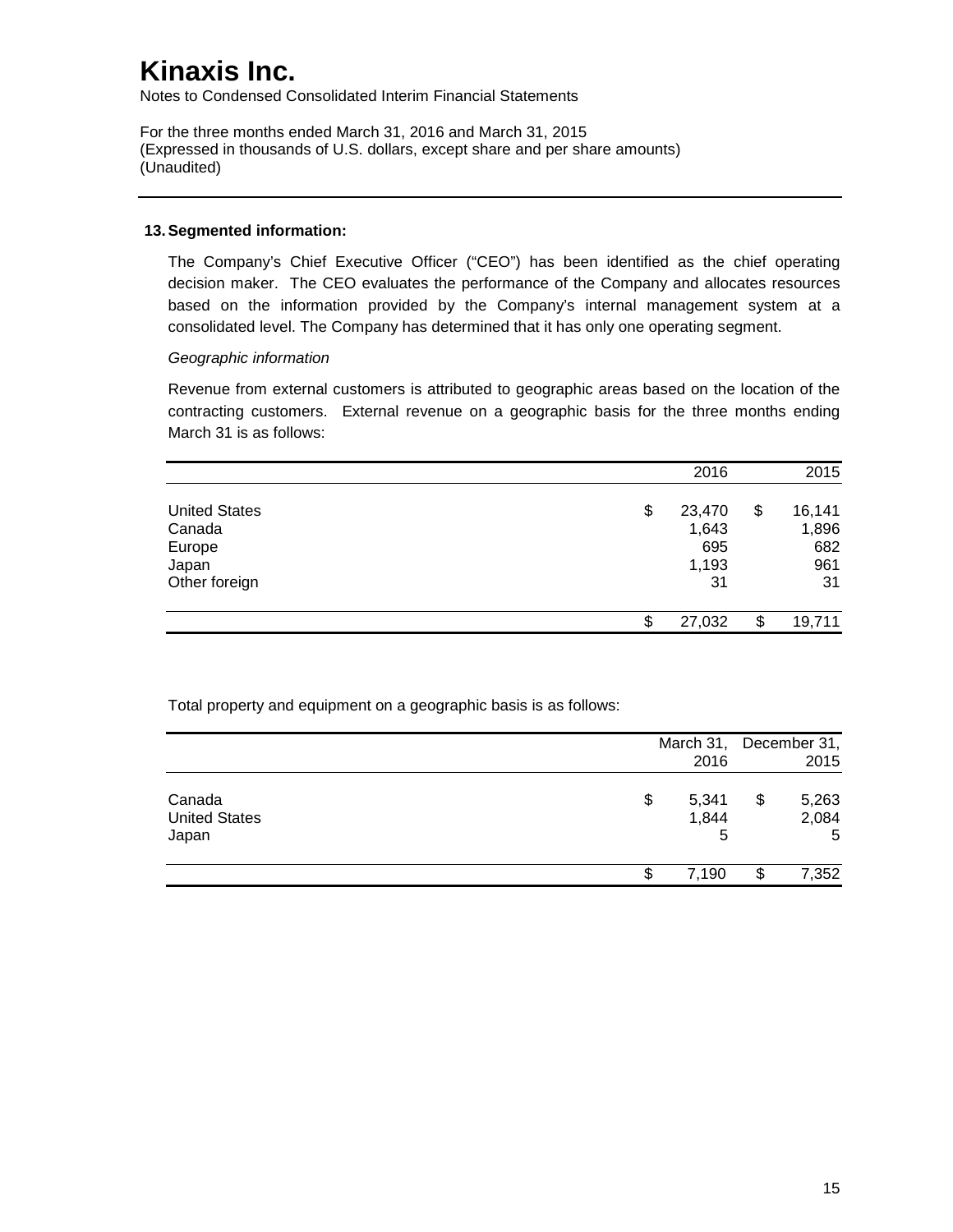# Kinaxis Inc.

Notes to Condensed Consolidated Interim Financial Statements

For the three months ended March 31, 2016 and March 31, 2015
(Expressed in thousands of U.S. dollars, except share and per share amounts)
(Unaudited)

## 13. Segmented information:

The Company's Chief Executive Officer ("CEO") has been identified as the chief operating decision maker. The CEO evaluates the performance of the Company and allocates resources based on the information provided by the Company's internal management system at a consolidated level. The Company has determined that it has only one operating segment.

*Geographic information*

Revenue from external customers is attributed to geographic areas based on the location of the contracting customers. External revenue on a geographic basis for the three months ending March 31 is as follows:

| | 2016 | 2015 |
|---|---|---|
| United States | $ 23,470 | $ 16,141 |
| Canada | 1,643 | 1,896 |
| Europe | 695 | 682 |
| Japan | 1,193 | 961 |
| Other foreign | 31 | 31 |
| | $ 27,032 | $ 19,711 |

Total property and equipment on a geographic basis is as follows:

| | March 31, 2016 | December 31, 2015 |
|---|---|---|
| Canada | $ 5,341 | $ 5,263 |
| United States | 1,844 | 2,084 |
| Japan | 5 | 5 |
| | $ 7,190 | $ 7,352 |